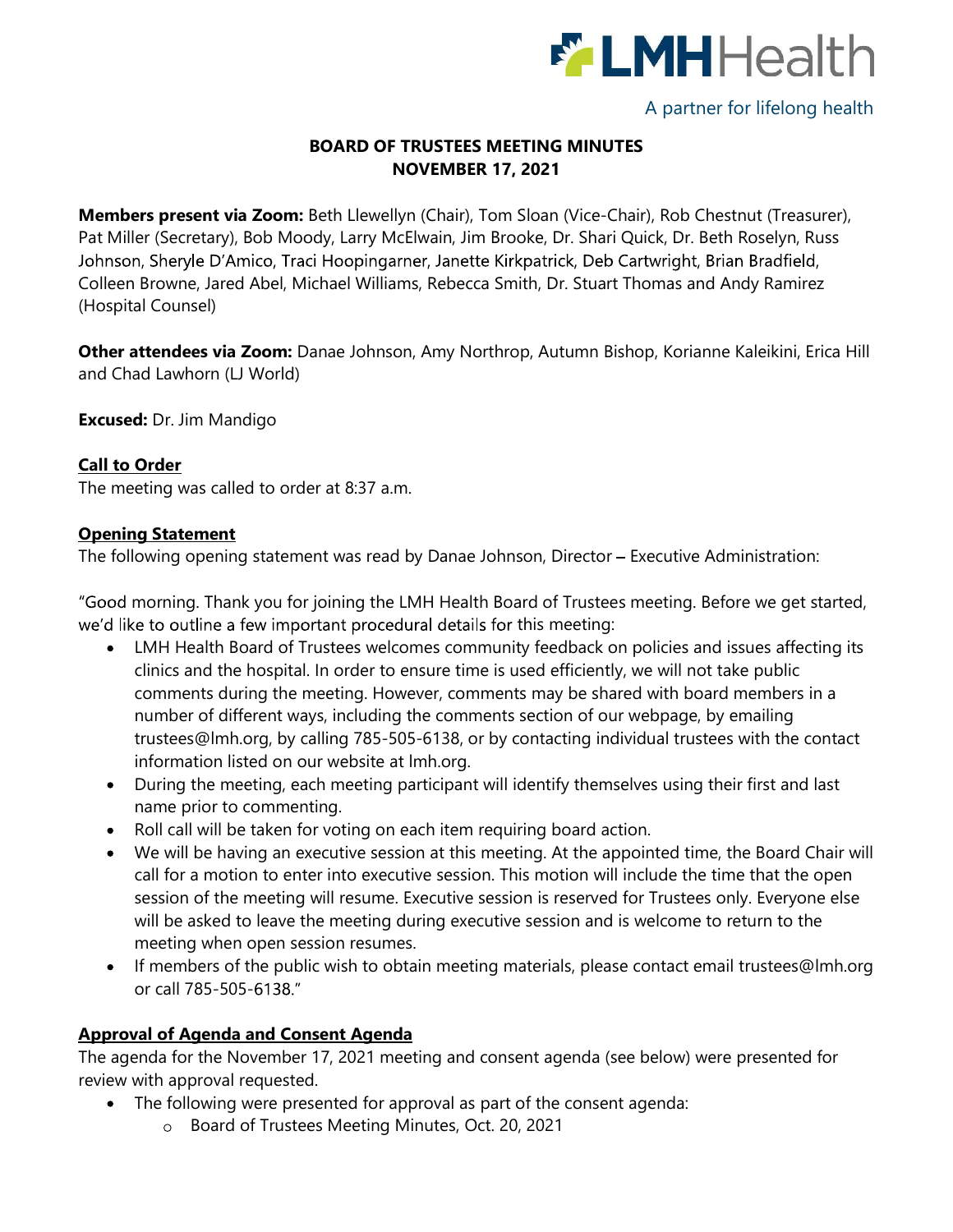LMHHealth

A partner for lifelong health

# BOARD OF TRUSTEES MEETING MINUTES
## NOVEMBER 17, 2021

**Members present via Zoom:** Beth Llewellyn (Chair), Tom Sloan (Vice-Chair), Rob Chestnut (Treasurer), Pat Miller (Secretary), Bob Moody, Larry McElwain, Jim Brooke, Dr. Shari Quick, Dr. Beth Roselyn, Russ Johnson, Sheryle D'Amico, Traci Hoopingarner, Janette Kirkpatrick, Deb Cartwright, Brian Bradfield, Colleen Browne, Jared Abel, Michael Williams, Rebecca Smith, Dr. Stuart Thomas and Andy Ramirez (Hospital Counsel)

**Other attendees via Zoom:** Danae Johnson, Amy Northrop, Autumn Bishop, Korianne Kaleikini, Erica Hill and Chad Lawhorn (LJ World)

**Excused:** Dr. Jim Mandigo

**Call to Order**

The meeting was called to order at 8:37 a.m.

**Opening Statement**

The following opening statement was read by Danae Johnson, Director – Executive Administration:

"Good morning. Thank you for joining the LMH Health Board of Trustees meeting. Before we get started, we'd like to outline a few important procedural details for this meeting:

- LMH Health Board of Trustees welcomes community feedback on policies and issues affecting its clinics and the hospital. In order to ensure time is used efficiently, we will not take public comments during the meeting. However, comments may be shared with board members in a number of different ways, including the comments section of our webpage, by emailing trustees@lmh.org, by calling 785-505-6138, or by contacting individual trustees with the contact information listed on our website at lmh.org.
- During the meeting, each meeting participant will identify themselves using their first and last name prior to commenting.
- Roll call will be taken for voting on each item requiring board action.
- We will be having an executive session at this meeting. At the appointed time, the Board Chair will call for a motion to enter into executive session. This motion will include the time that the open session of the meeting will resume. Executive session is reserved for Trustees only. Everyone else will be asked to leave the meeting during executive session and is welcome to return to the meeting when open session resumes.
- If members of the public wish to obtain meeting materials, please contact email trustees@lmh.org or call 785-505-6138."

**Approval of Agenda and Consent Agenda**

The agenda for the November 17, 2021 meeting and consent agenda (see below) were presented for review with approval requested.

- The following were presented for approval as part of the consent agenda:
  - Board of Trustees Meeting Minutes, Oct. 20, 2021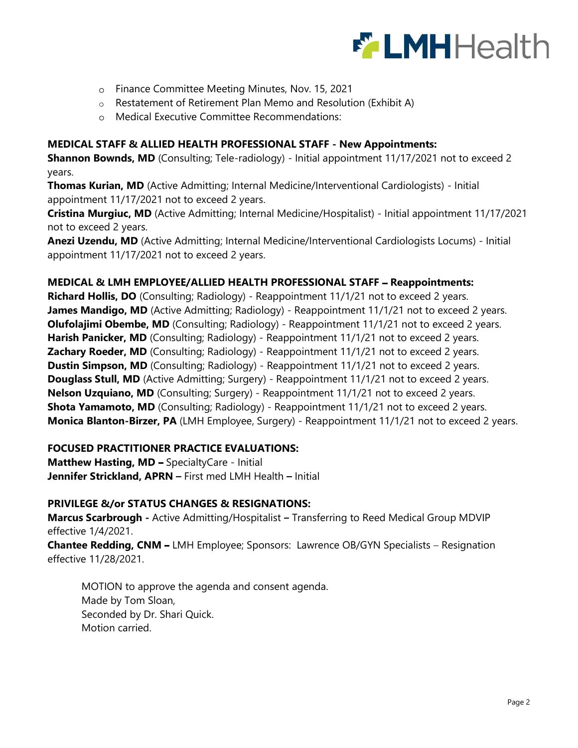- Finance Committee Meeting Minutes, Nov. 15, 2021
- Restatement of Retirement Plan Memo and Resolution (Exhibit A)
- Medical Executive Committee Recommendations:

**MEDICAL STAFF & ALLIED HEALTH PROFESSIONAL STAFF - New Appointments:**

**Shannon Bownds, MD** (Consulting; Tele-radiology) - Initial appointment 11/17/2021 not to exceed 2 years.

**Thomas Kurian, MD** (Active Admitting; Internal Medicine/Interventional Cardiologists) - Initial appointment 11/17/2021 not to exceed 2 years.

**Cristina Murgiuc, MD** (Active Admitting; Internal Medicine/Hospitalist) - Initial appointment 11/17/2021 not to exceed 2 years.

**Anezi Uzendu, MD** (Active Admitting; Internal Medicine/Interventional Cardiologists Locums) - Initial appointment 11/17/2021 not to exceed 2 years.

**MEDICAL & LMH EMPLOYEE/ALLIED HEALTH PROFESSIONAL STAFF – Reappointments:**

**Richard Hollis, DO** (Consulting; Radiology) - Reappointment 11/1/21 not to exceed 2 years.
**James Mandigo, MD** (Active Admitting; Radiology) - Reappointment 11/1/21 not to exceed 2 years.
**Olufolajimi Obembe, MD** (Consulting; Radiology) - Reappointment 11/1/21 not to exceed 2 years.
**Harish Panicker, MD** (Consulting; Radiology) - Reappointment 11/1/21 not to exceed 2 years.
**Zachary Roeder, MD** (Consulting; Radiology) - Reappointment 11/1/21 not to exceed 2 years.
**Dustin Simpson, MD** (Consulting; Radiology) - Reappointment 11/1/21 not to exceed 2 years.
**Douglass Stull, MD** (Active Admitting; Surgery) - Reappointment 11/1/21 not to exceed 2 years.
**Nelson Uzquiano, MD** (Consulting; Surgery) - Reappointment 11/1/21 not to exceed 2 years.
**Shota Yamamoto, MD** (Consulting; Radiology) - Reappointment 11/1/21 not to exceed 2 years.
**Monica Blanton-Birzer, PA** (LMH Employee, Surgery) - Reappointment 11/1/21 not to exceed 2 years.

**FOCUSED PRACTITIONER PRACTICE EVALUATIONS:**

**Matthew Hasting, MD –** SpecialtyCare - Initial
**Jennifer Strickland, APRN –** First med LMH Health – Initial

**PRIVILEGE &/or STATUS CHANGES & RESIGNATIONS:**

**Marcus Scarbrough -** Active Admitting/Hospitalist – Transferring to Reed Medical Group MDVIP effective 1/4/2021.

**Chantee Redding, CNM –** LMH Employee; Sponsors: Lawrence OB/GYN Specialists – Resignation effective 11/28/2021.

MOTION to approve the agenda and consent agenda.
Made by Tom Sloan,
Seconded by Dr. Shari Quick.
Motion carried.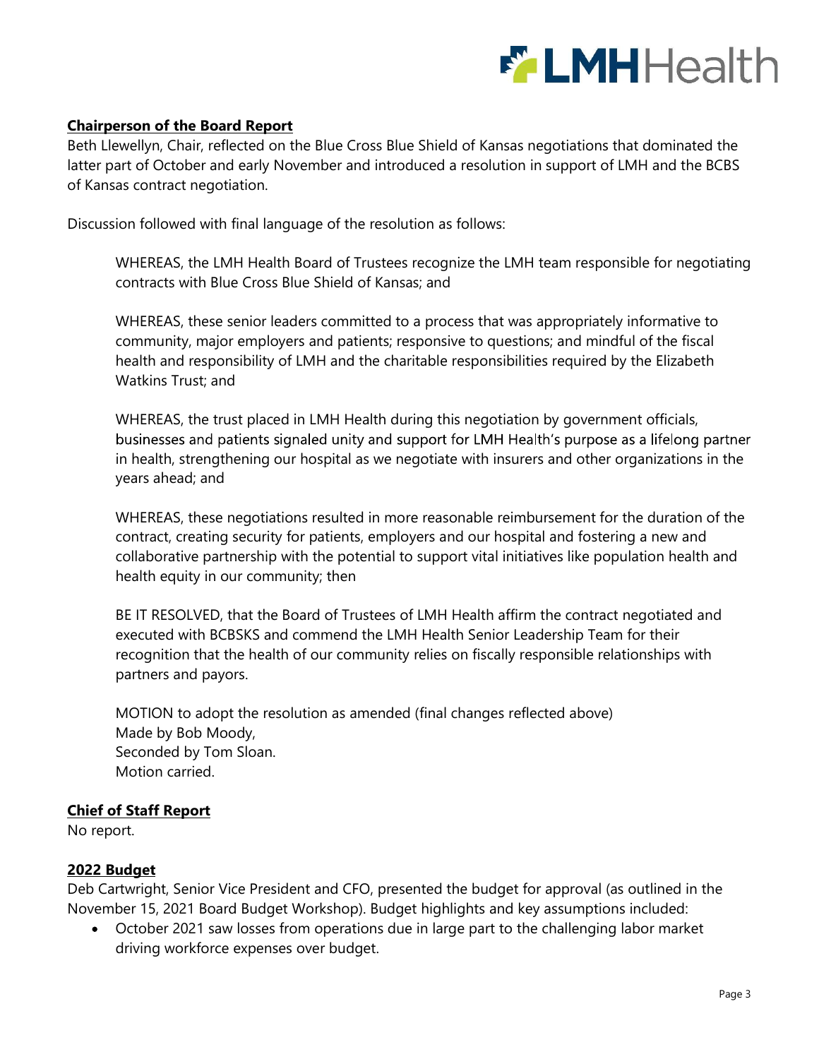## Chairperson of the Board Report

Beth Llewellyn, Chair, reflected on the Blue Cross Blue Shield of Kansas negotiations that dominated the latter part of October and early November and introduced a resolution in support of LMH and the BCBS of Kansas contract negotiation.

Discussion followed with final language of the resolution as follows:

> WHEREAS, the LMH Health Board of Trustees recognize the LMH team responsible for negotiating contracts with Blue Cross Blue Shield of Kansas; and
>
> WHEREAS, these senior leaders committed to a process that was appropriately informative to community, major employers and patients; responsive to questions; and mindful of the fiscal health and responsibility of LMH and the charitable responsibilities required by the Elizabeth Watkins Trust; and
>
> WHEREAS, the trust placed in LMH Health during this negotiation by government officials, businesses and patients signaled unity and support for LMH Health's purpose as a lifelong partner in health, strengthening our hospital as we negotiate with insurers and other organizations in the years ahead; and
>
> WHEREAS, these negotiations resulted in more reasonable reimbursement for the duration of the contract, creating security for patients, employers and our hospital and fostering a new and collaborative partnership with the potential to support vital initiatives like population health and health equity in our community; then
>
> BE IT RESOLVED, that the Board of Trustees of LMH Health affirm the contract negotiated and executed with BCBSKS and commend the LMH Health Senior Leadership Team for their recognition that the health of our community relies on fiscally responsible relationships with partners and payors.
>
> MOTION to adopt the resolution as amended (final changes reflected above)
> Made by Bob Moody,
> Seconded by Tom Sloan.
> Motion carried.

## Chief of Staff Report

No report.

## 2022 Budget

Deb Cartwright, Senior Vice President and CFO, presented the budget for approval (as outlined in the November 15, 2021 Board Budget Workshop). Budget highlights and key assumptions included:

- October 2021 saw losses from operations due in large part to the challenging labor market driving workforce expenses over budget.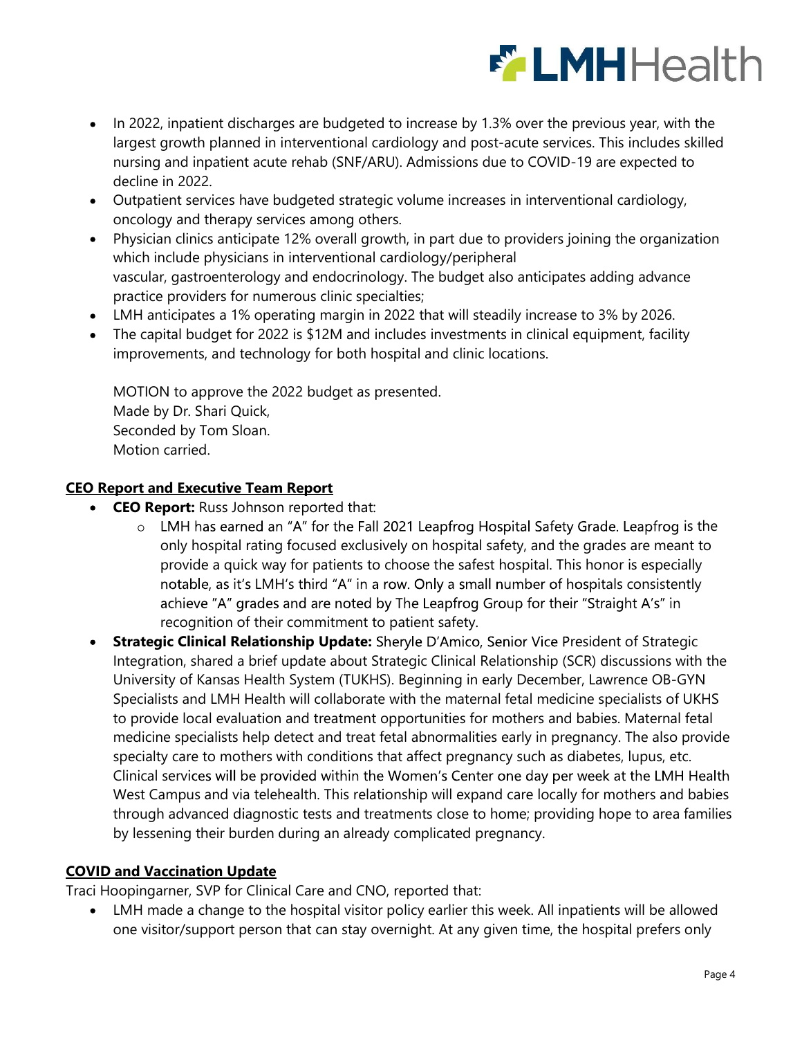- In 2022, inpatient discharges are budgeted to increase by 1.3% over the previous year, with the largest growth planned in interventional cardiology and post-acute services. This includes skilled nursing and inpatient acute rehab (SNF/ARU). Admissions due to COVID-19 are expected to decline in 2022.
- Outpatient services have budgeted strategic volume increases in interventional cardiology, oncology and therapy services among others.
- Physician clinics anticipate 12% overall growth, in part due to providers joining the organization which include physicians in interventional cardiology/peripheral vascular, gastroenterology and endocrinology. The budget also anticipates adding advance practice providers for numerous clinic specialties;
- LMH anticipates a 1% operating margin in 2022 that will steadily increase to 3% by 2026.
- The capital budget for 2022 is $12M and includes investments in clinical equipment, facility improvements, and technology for both hospital and clinic locations.

  MOTION to approve the 2022 budget as presented.
  Made by Dr. Shari Quick,
  Seconded by Tom Sloan.
  Motion carried.

**CEO Report and Executive Team Report**

- **CEO Report:** Russ Johnson reported that:
  - LMH has earned an "A" for the Fall 2021 Leapfrog Hospital Safety Grade. Leapfrog is the only hospital rating focused exclusively on hospital safety, and the grades are meant to provide a quick way for patients to choose the safest hospital. This honor is especially notable, as it's LMH's third "A" in a row. Only a small number of hospitals consistently achieve "A" grades and are noted by The Leapfrog Group for their "Straight A's" in recognition of their commitment to patient safety.
- **Strategic Clinical Relationship Update:** Sheryle D'Amico, Senior Vice President of Strategic Integration, shared a brief update about Strategic Clinical Relationship (SCR) discussions with the University of Kansas Health System (TUKHS). Beginning in early December, Lawrence OB-GYN Specialists and LMH Health will collaborate with the maternal fetal medicine specialists of UKHS to provide local evaluation and treatment opportunities for mothers and babies. Maternal fetal medicine specialists help detect and treat fetal abnormalities early in pregnancy. The also provide specialty care to mothers with conditions that affect pregnancy such as diabetes, lupus, etc. Clinical services will be provided within the Women's Center one day per week at the LMH Health West Campus and via telehealth. This relationship will expand care locally for mothers and babies through advanced diagnostic tests and treatments close to home; providing hope to area families by lessening their burden during an already complicated pregnancy.

**COVID and Vaccination Update**

Traci Hoopingarner, SVP for Clinical Care and CNO, reported that:

- LMH made a change to the hospital visitor policy earlier this week. All inpatients will be allowed one visitor/support person that can stay overnight. At any given time, the hospital prefers only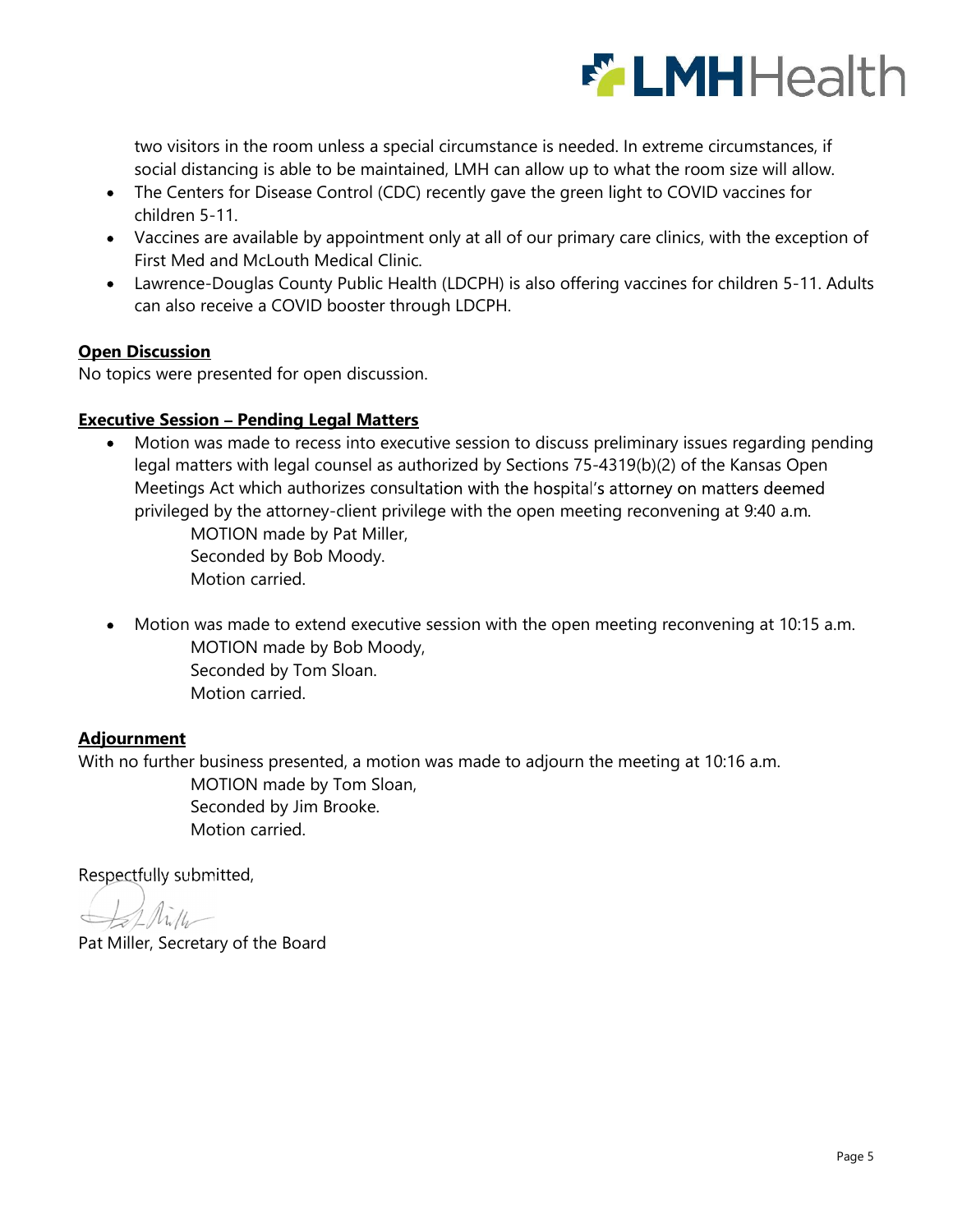two visitors in the room unless a special circumstance is needed. In extreme circumstances, if social distancing is able to be maintained, LMH can allow up to what the room size will allow.

- The Centers for Disease Control (CDC) recently gave the green light to COVID vaccines for children 5-11.
- Vaccines are available by appointment only at all of our primary care clinics, with the exception of First Med and McLouth Medical Clinic.
- Lawrence-Douglas County Public Health (LDCPH) is also offering vaccines for children 5-11. Adults can also receive a COVID booster through LDCPH.

**Open Discussion**

No topics were presented for open discussion.

**Executive Session – Pending Legal Matters**

- Motion was made to recess into executive session to discuss preliminary issues regarding pending legal matters with legal counsel as authorized by Sections 75-4319(b)(2) of the Kansas Open Meetings Act which authorizes consultation with the hospital's attorney on matters deemed privileged by the attorney-client privilege with the open meeting reconvening at 9:40 a.m.

  MOTION made by Pat Miller,
  Seconded by Bob Moody.
  Motion carried.

- Motion was made to extend executive session with the open meeting reconvening at 10:15 a.m.

  MOTION made by Bob Moody,
  Seconded by Tom Sloan.
  Motion carried.

**Adjournment**

With no further business presented, a motion was made to adjourn the meeting at 10:16 a.m.

MOTION made by Tom Sloan,
Seconded by Jim Brooke.
Motion carried.

Respectfully submitted,

Pat Miller, Secretary of the Board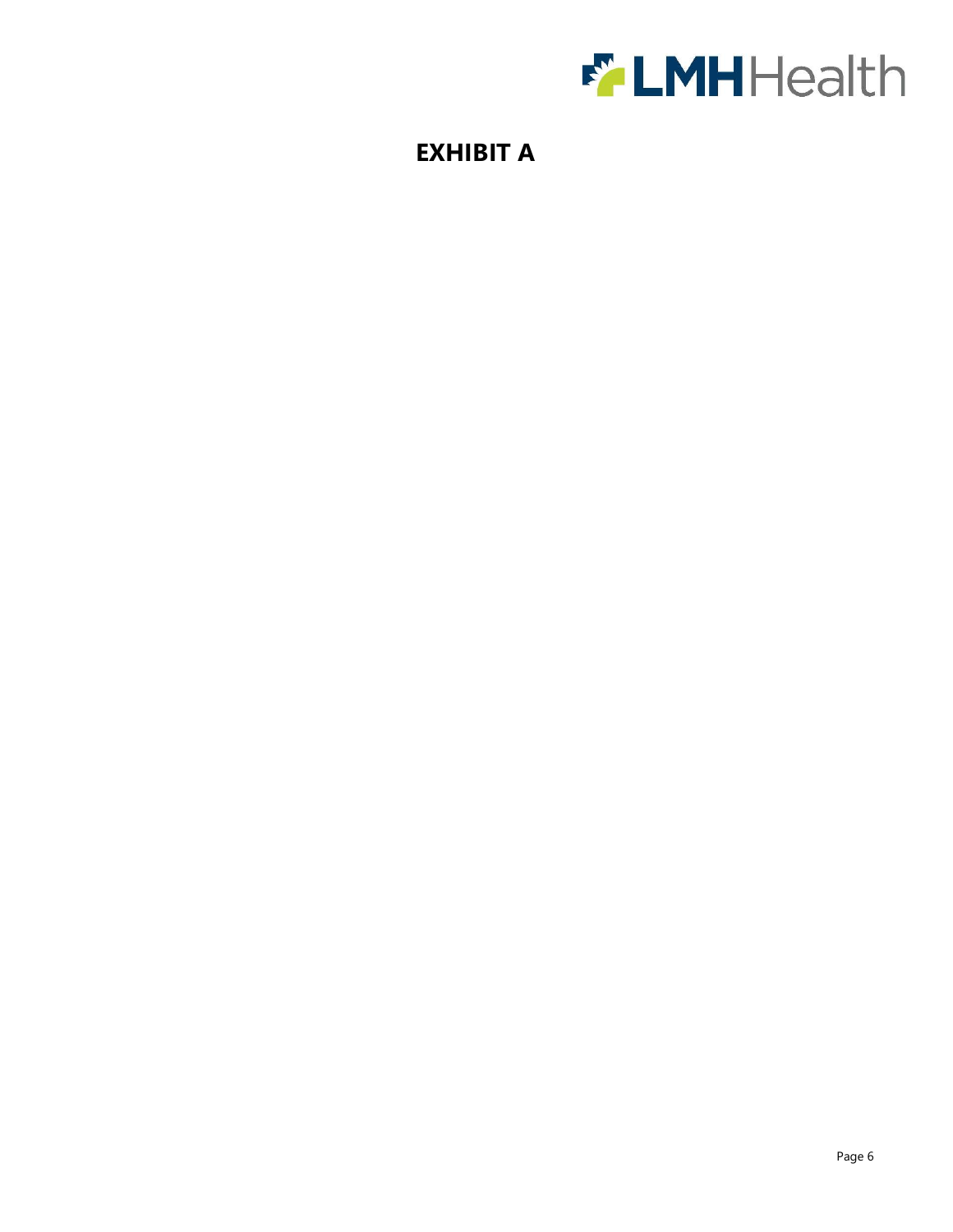# EXHIBIT A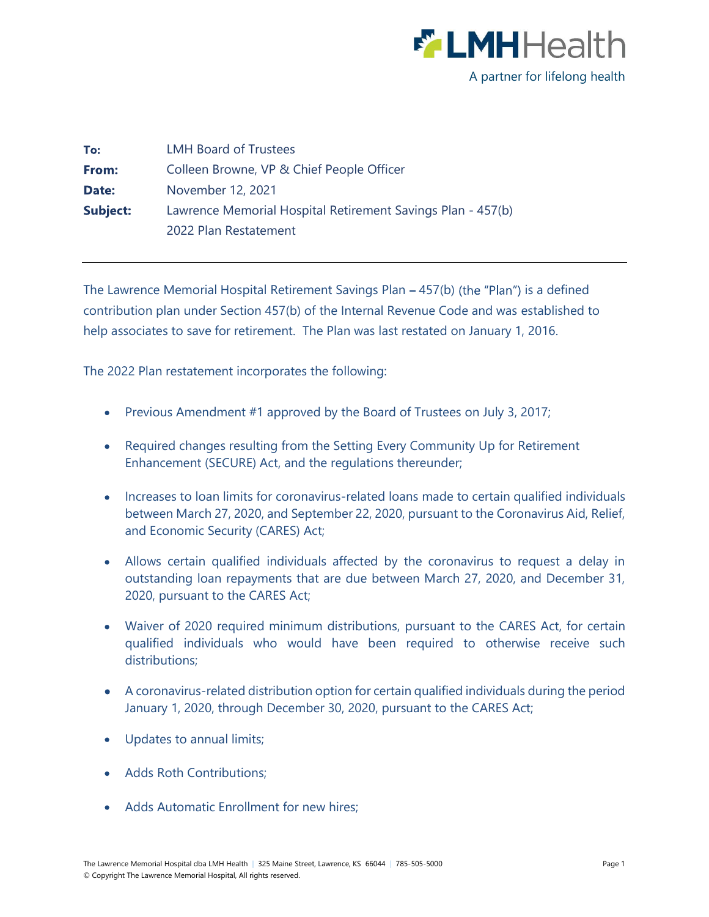**To:** LMH Board of Trustees

**From:** Colleen Browne, VP & Chief People Officer

**Date:** November 12, 2021

**Subject:** Lawrence Memorial Hospital Retirement Savings Plan - 457(b) 2022 Plan Restatement

---

The Lawrence Memorial Hospital Retirement Savings Plan – 457(b) (the "Plan") is a defined contribution plan under Section 457(b) of the Internal Revenue Code and was established to help associates to save for retirement. The Plan was last restated on January 1, 2016.

The 2022 Plan restatement incorporates the following:

- Previous Amendment #1 approved by the Board of Trustees on July 3, 2017;
- Required changes resulting from the Setting Every Community Up for Retirement Enhancement (SECURE) Act, and the regulations thereunder;
- Increases to loan limits for coronavirus-related loans made to certain qualified individuals between March 27, 2020, and September 22, 2020, pursuant to the Coronavirus Aid, Relief, and Economic Security (CARES) Act;
- Allows certain qualified individuals affected by the coronavirus to request a delay in outstanding loan repayments that are due between March 27, 2020, and December 31, 2020, pursuant to the CARES Act;
- Waiver of 2020 required minimum distributions, pursuant to the CARES Act, for certain qualified individuals who would have been required to otherwise receive such distributions;
- A coronavirus-related distribution option for certain qualified individuals during the period January 1, 2020, through December 30, 2020, pursuant to the CARES Act;
- Updates to annual limits;
- Adds Roth Contributions;
- Adds Automatic Enrollment for new hires;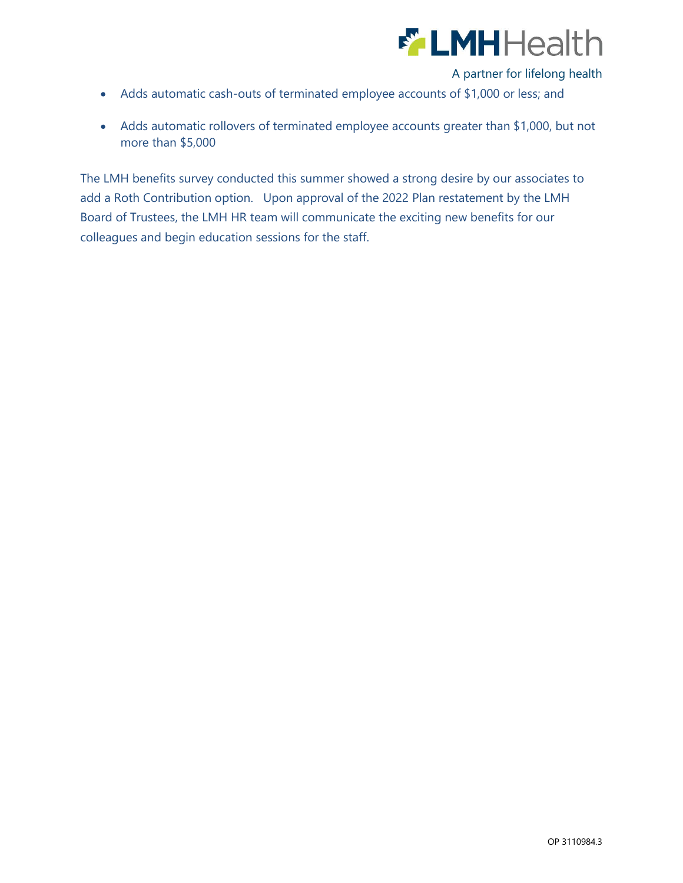- Adds automatic cash-outs of terminated employee accounts of $1,000 or less; and
- Adds automatic rollovers of terminated employee accounts greater than $1,000, but not more than $5,000

The LMH benefits survey conducted this summer showed a strong desire by our associates to add a Roth Contribution option. Upon approval of the 2022 Plan restatement by the LMH Board of Trustees, the LMH HR team will communicate the exciting new benefits for our colleagues and begin education sessions for the staff.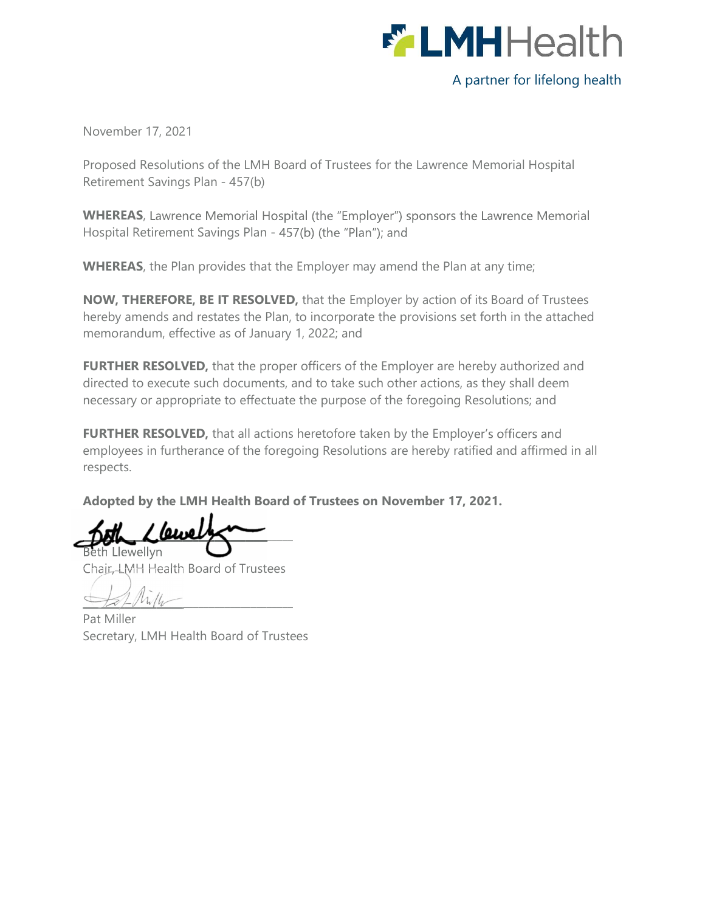LMHHealth

A partner for lifelong health

November 17, 2021

Proposed Resolutions of the LMH Board of Trustees for the Lawrence Memorial Hospital Retirement Savings Plan - 457(b)

**WHEREAS**, Lawrence Memorial Hospital (the "Employer") sponsors the Lawrence Memorial Hospital Retirement Savings Plan - 457(b) (the "Plan"); and

**WHEREAS**, the Plan provides that the Employer may amend the Plan at any time;

**NOW, THEREFORE, BE IT RESOLVED,** that the Employer by action of its Board of Trustees hereby amends and restates the Plan, to incorporate the provisions set forth in the attached memorandum, effective as of January 1, 2022; and

**FURTHER RESOLVED,** that the proper officers of the Employer are hereby authorized and directed to execute such documents, and to take such other actions, as they shall deem necessary or appropriate to effectuate the purpose of the foregoing Resolutions; and

**FURTHER RESOLVED,** that all actions heretofore taken by the Employer's officers and employees in furtherance of the foregoing Resolutions are hereby ratified and affirmed in all respects.

**Adopted by the LMH Health Board of Trustees on November 17, 2021.**

\_\_\_\_\_\_\_\_\_\_\_\_\_\_\_\_\_\_\_\_\_\_\_\_\_\_\_\_
Beth Llewellyn
Chair, LMH Health Board of Trustees

\_\_\_\_\_\_\_\_\_\_\_\_\_\_\_\_\_\_\_\_\_\_\_\_\_\_\_\_
Pat Miller
Secretary, LMH Health Board of Trustees